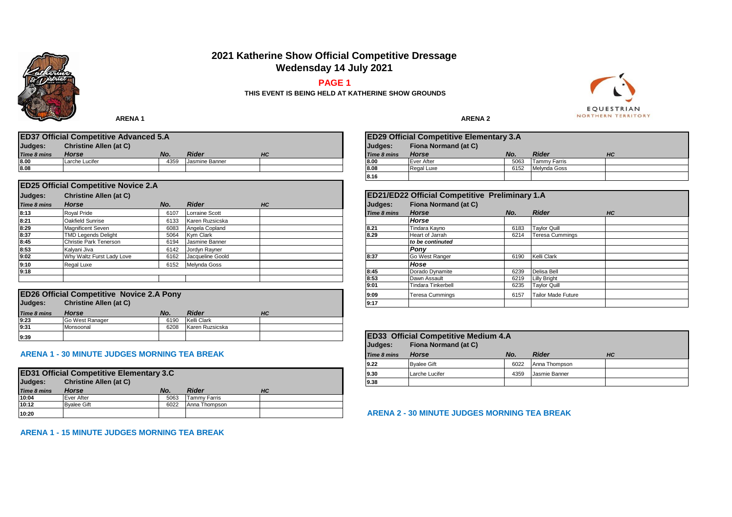# 2021 Katherine Show Official Competitive Dressage

## Wedensday 14 July 2021

**PAGE 1**

**THIS EVENT IS BEING HELD AT KATHERINE SHOW GROUNDS**

## ARENA 1

### ED37 Official Competitive Advanced 5.A

**Judges:** Christine Allen (at C)

| Time 8 mins | Horse | No. | Rider | HC |
|---|---|---|---|---|
| 8.00 | Larche Lucifer | 4359 | Jasmine Banner | |
| 8.08 | | | | |

### ED25 Official Competitive Novice 2.A

**Judges:** Christine Allen (at C)

| Time 8 mins | Horse | No. | Rider | HC |
|---|---|---|---|---|
| 8:13 | Royal Pride | 6107 | Lorraine Scott | |
| 8:21 | Oakfield Sunrise | 6133 | Karen Ruzsicska | |
| 8:29 | Magnificent Seven | 6083 | Angela Copland | |
| 8:37 | TMD Legends Delight | 5064 | Kym Clark | |
| 8:45 | Christie Park Tenerson | 6194 | Jasmine Banner | |
| 8:53 | Kalyani Jiva | 6142 | Jordyn Rayner | |
| 9:02 | Why Waltz Furst Lady Love | 6162 | Jacqueline Goold | |
| 9:10 | Regal Luxe | 6152 | Melynda Goss | |
| 9:18 | | | | |
| | | | | |

### ED26 Official Competitive Novice 2.A Pony

**Judges:** Christine Allen (at C)

| Time 8 mins | Horse | No. | Rider | HC |
|---|---|---|---|---|
| 9:23 | Go West Ranager | 6190 | Kelli Clark | |
| 9:31 | Monsoonal | 6208 | Karen Ruzsicska | |
| 9:39 | | | | |

**ARENA 1 - 30 MINUTE JUDGES MORNING TEA BREAK**

### ED31 Official Competitive Elementary 3.C

**Judges:** Christine Allen (at C)

| Time 8 mins | Horse | No. | Rider | HC |
|---|---|---|---|---|
| 10:04 | Ever After | 5063 | Tammy Farris | |
| 10:12 | Byalee Gift | 6022 | Anna Thompson | |
| 10:20 | | | | |

**ARENA 1 - 15 MINUTE JUDGES MORNING TEA BREAK**

## ARENA 2

### ED29 Official Competitive Elementary 3.A

**Judges:** Fiona Normand (at C)

| Time 8 mins | Horse | No. | Rider | HC |
|---|---|---|---|---|
| 8.00 | Ever After | 5063 | Tammy Farris | |
| 8.08 | Regal Luxe | 6152 | Melynda Goss | |
| 8.16 | | | | |

### ED21/ED22 Official Competitive Preliminary 1.A

**Judges:** Fiona Normand (at C)

| Time 8 mins | Horse | No. | Rider | HC |
|---|---|---|---|---|
| | *Horse* | | | |
| 8.21 | Tindara Kayno | 6183 | Taylor Quill | |
| 8.29 | Heart of Jarrah | 6214 | Teresa Cummings | |
| | *to be continuted* | | | |
| | *Pony* | | | |
| 8:37 | Go West Ranger | 6190 | Kelli Clark | |
| | *Hose* | | | |
| 8:45 | Dorado Dynamite | 6239 | Delisa Bell | |
| 8:53 | Dawn Assault | 6219 | Lilly Bright | |
| 9:01 | Tindara Tinkerbell | 6235 | Taylor Quill | |
| 9:09 | Teresa Cummings | 6157 | Tailor Made Future | |
| 9:17 | | | | |

### ED33 Official Competitive Medium 4.A

**Judges:** Fiona Normand (at C)

| Time 8 mins | Horse | No. | Rider | HC |
|---|---|---|---|---|
| 9.22 | Byalee Gift | 6022 | Anna Thompson | |
| 9.30 | Larche Lucifer | 4359 | Jasmie Banner | |
| 9.38 | | | | |

**ARENA 2 - 30 MINUTE JUDGES MORNING TEA BREAK**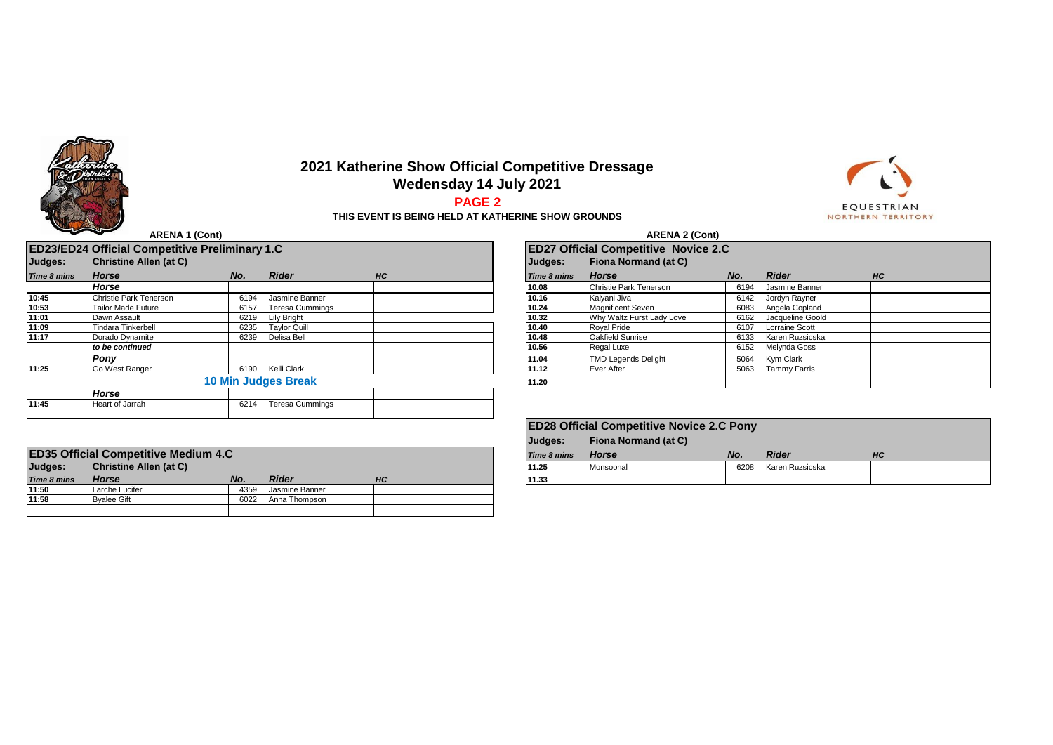# 2021 Katherine Show Official Competitive Dressage

## Wedensday 14 July 2021

**PAGE 2**

**THIS EVENT IS BEING HELD AT KATHERINE SHOW GROUNDS**

### ARENA 1 (Cont)

**ED23/ED24 Official Competitive Preliminary 1.C**

**Judges: Christine Allen (at C)**

| Time 8 mins | Horse | No. | Rider | HC |
|---|---|---|---|---|
| | *Horse* | | | |
| 10:45 | Christie Park Tenerson | 6194 | Jasmine Banner | |
| 10:53 | Tailor Made Future | 6157 | Teresa Cummings | |
| 11:01 | Dawn Assault | 6219 | Lily Bright | |
| 11:09 | Tindara Tinkerbell | 6235 | Taylor Quill | |
| 11:17 | Dorado Dynamite | 6239 | Delisa Bell | |
| | *to be continued* | | | |
| | *Pony* | | | |
| 11:25 | Go West Ranger | 6190 | Kelli Clark | |
| | **10 Min Judges Break** | | | |
| | *Horse* | | | |
| 11:45 | Heart of Jarrah | 6214 | Teresa Cummings | |
| | | | | |

**ED35 Official Competitive Medium 4.C**

**Judges: Christine Allen (at C)**

| Time 8 mins | Horse | No. | Rider | HC |
|---|---|---|---|---|
| 11:50 | Larche Lucifer | 4359 | Jasmine Banner | |
| 11:58 | Byalee Gift | 6022 | Anna Thompson | |
| | | | | |

### ARENA 2 (Cont)

**ED27 Official Competitive Novice 2.C**

**Judges: Fiona Normand (at C)**

| Time 8 mins | Horse | No. | Rider | HC |
|---|---|---|---|---|
| 10.08 | Christie Park Tenerson | 6194 | Jasmine Banner | |
| 10.16 | Kalyani Jiva | 6142 | Jordyn Rayner | |
| 10.24 | Magnificent Seven | 6083 | Angela Copland | |
| 10.32 | Why Waltz Furst Lady Love | 6162 | Jacqueline Goold | |
| 10.40 | Royal Pride | 6107 | Lorraine Scott | |
| 10.48 | Oakfield Sunrise | 6133 | Karen Ruzsicska | |
| 10.56 | Regal Luxe | 6152 | Melynda Goss | |
| 11.04 | TMD Legends Delight | 5064 | Kym Clark | |
| 11.12 | Ever After | 5063 | Tammy Farris | |
| 11.20 | | | | |

**ED28 Official Competitive Novice 2.C Pony**

**Judges: Fiona Normand (at C)**

| Time 8 mins | Horse | No. | Rider | HC |
|---|---|---|---|---|
| 11.25 | Monsoonal | 6208 | Karen Ruzsicska | |
| 11.33 | | | | |